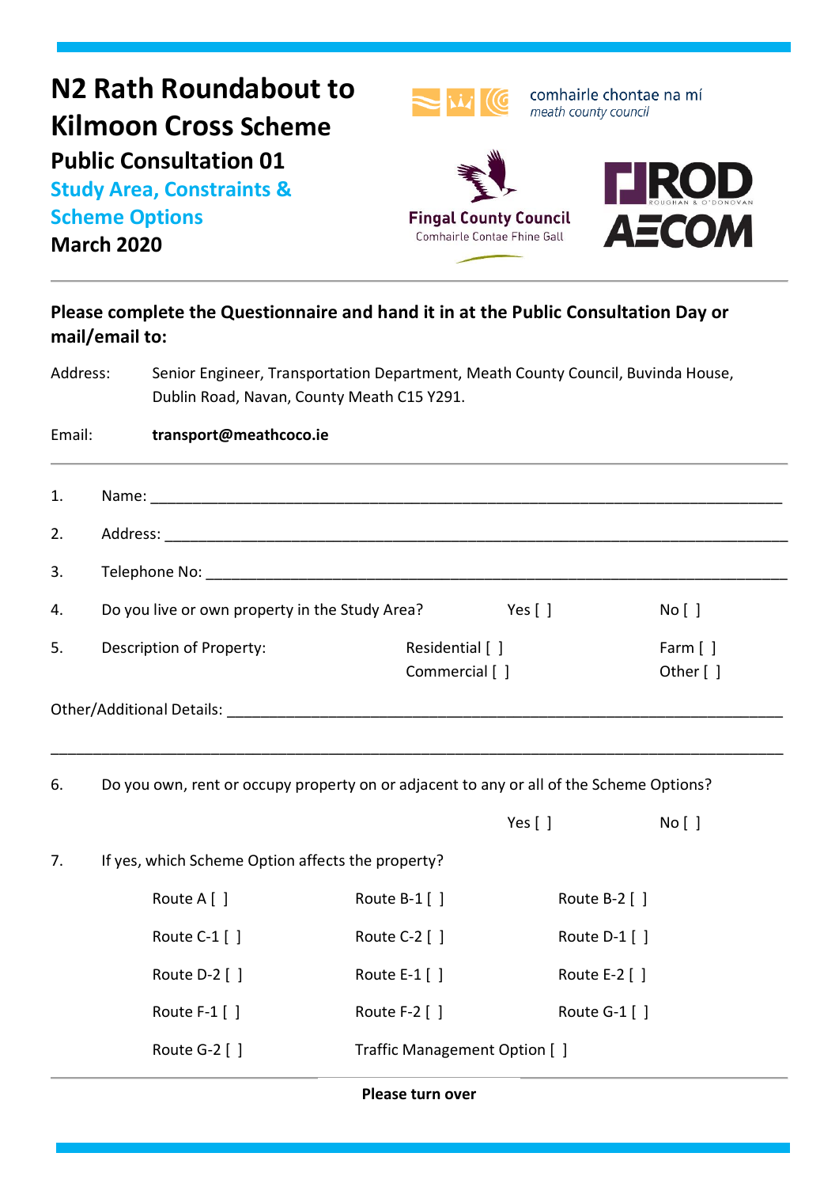# N2 Rath Roundabout to Kilmoon Cross Scheme

## Public Consultation 01

### Study Area, Constraints & Scheme Options

### March 2020

comhairle chontae na mí
*meath county council*

Fingal County Council
Comhairle Contae Fhine Gall

ROD
ROUGHAN & O'DONOVAN

AECOM

---

**Please complete the Questionnaire and hand it in at the Public Consultation Day or mail/email to:**

Address: Senior Engineer, Transportation Department, Meath County Council, Buvinda House, Dublin Road, Navan, County Meath C15 Y291.

Email: **transport@meathcoco.ie**

---

1. Name: ______________________________________________________________________

2. Address: ____________________________________________________________________

3. Telephone No: _______________________________________________________________

4. Do you live or own property in the Study Area? Yes [ ] No [ ]

5. Description of Property: Residential [ ] Farm [ ] Commercial [ ] Other [ ]

Other/Additional Details: ________________________________________________________

_______________________________________________________________________________

6. Do you own, rent or occupy property on or adjacent to any or all of the Scheme Options?

   Yes [ ] No [ ]

7. If yes, which Scheme Option affects the property?

| | | |
|---|---|---|
| Route A [ ] | Route B-1 [ ] | Route B-2 [ ] |
| Route C-1 [ ] | Route C-2 [ ] | Route D-1 [ ] |
| Route D-2 [ ] | Route E-1 [ ] | Route E-2 [ ] |
| Route F-1 [ ] | Route F-2 [ ] | Route G-1 [ ] |
| Route G-2 [ ] | Traffic Management Option [ ] | |

**Please turn over**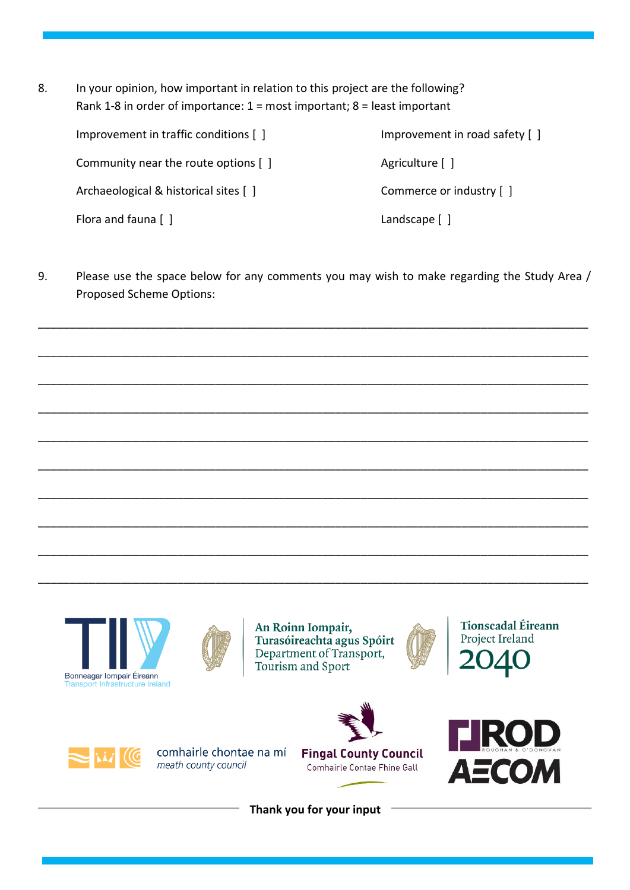8. In your opinion, how important in relation to this project are the following?
   Rank 1-8 in order of importance: 1 = most important; 8 = least important

   Improvement in traffic conditions [ ]

   Improvement in road safety [ ]

   Community near the route options [ ]

   Agriculture [ ]

   Archaeological & historical sites [ ]

   Commerce or industry [ ]

   Flora and fauna [ ]

   Landscape [ ]

9. Please use the space below for any comments you may wish to make regarding the Study Area / Proposed Scheme Options:

______________________________________________________________________________

______________________________________________________________________________

______________________________________________________________________________

______________________________________________________________________________

______________________________________________________________________________

______________________________________________________________________________

______________________________________________________________________________

______________________________________________________________________________

______________________________________________________________________________

______________________________________________________________________________

Bonneagar Iompair Éireann
Transport Infrastructure Ireland

An Roinn Iompair, Turasóireachta agus Spóirt
Department of Transport, Tourism and Sport

Tionscadal Éireann
Project Ireland
2040

comhairle chontae na mí
meath county council

Fingal County Council
Comhairle Contae Fhine Gall

ROD
ROUGHAN & O'DONOVAN

AECOM

**Thank you for your input**